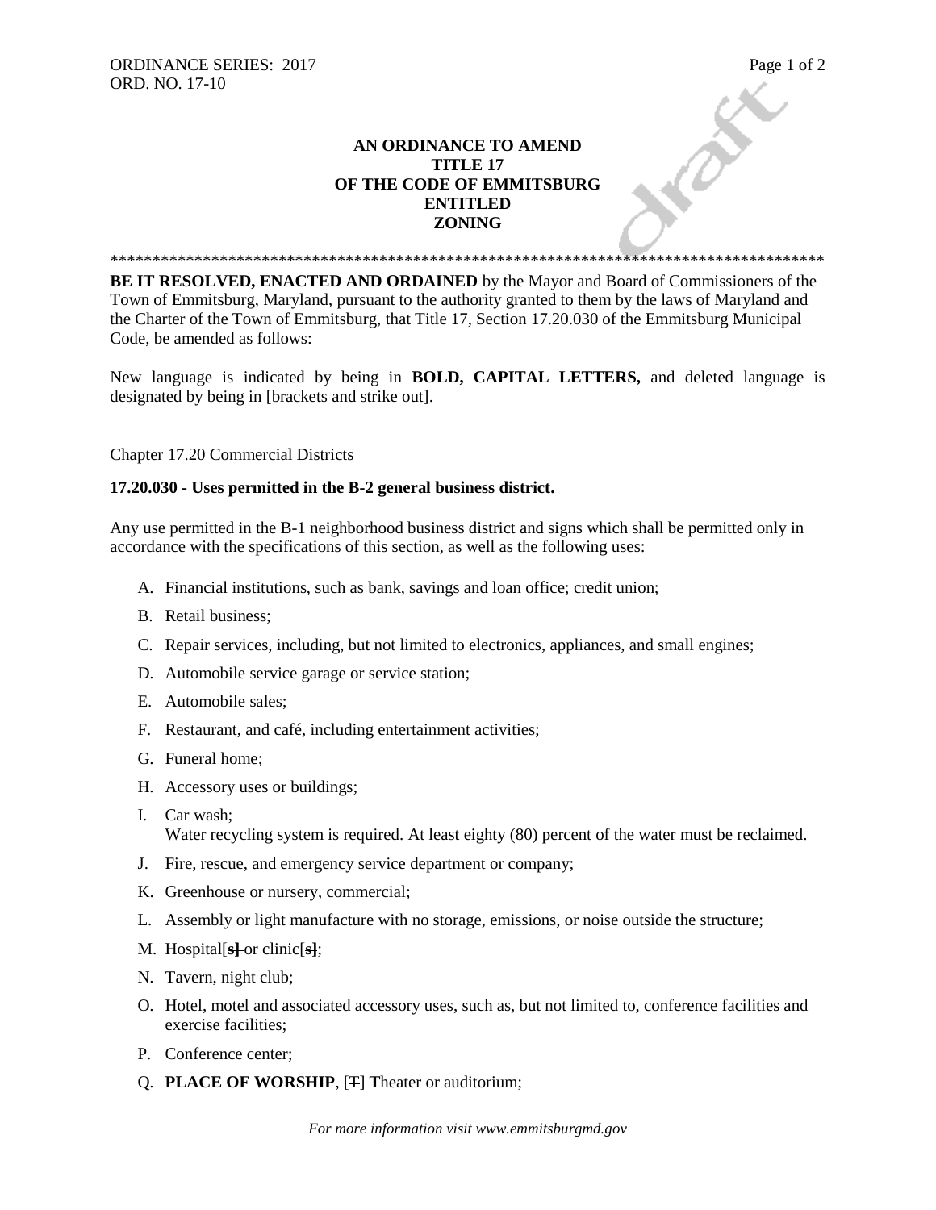ORDINANCE SERIES: 2017
ORD. NO. 17-10

# AN ORDINANCE TO AMEND TITLE 17 OF THE CODE OF EMMITSBURG ENTITLED ZONING

*****************************************************************************************

**BE IT RESOLVED, ENACTED AND ORDAINED** by the Mayor and Board of Commissioners of the Town of Emmitsburg, Maryland, pursuant to the authority granted to them by the laws of Maryland and the Charter of the Town of Emmitsburg, that Title 17, Section 17.20.030 of the Emmitsburg Municipal Code, be amended as follows:

New language is indicated by being in **BOLD, CAPITAL LETTERS,** and deleted language is designated by being in ~~[brackets and strike out]~~.

Chapter 17.20 Commercial Districts

**17.20.030 - Uses permitted in the B-2 general business district.**

Any use permitted in the B-1 neighborhood business district and signs which shall be permitted only in accordance with the specifications of this section, as well as the following uses:

A. Financial institutions, such as bank, savings and loan office; credit union;

B. Retail business;

C. Repair services, including, but not limited to electronics, appliances, and small engines;

D. Automobile service garage or service station;

E. Automobile sales;

F. Restaurant, and café, including entertainment activities;

G. Funeral home;

H. Accessory uses or buildings;

I. Car wash;
Water recycling system is required. At least eighty (80) percent of the water must be reclaimed.

J. Fire, rescue, and emergency service department or company;

K. Greenhouse or nursery, commercial;

L. Assembly or light manufacture with no storage, emissions, or noise outside the structure;

M. Hospital[~~**s**~~] or clinic[~~**s**~~];

N. Tavern, night club;

O. Hotel, motel and associated accessory uses, such as, but not limited to, conference facilities and exercise facilities;

P. Conference center;

Q. **PLACE OF WORSHIP**, [~~T~~] **T**heater or auditorium;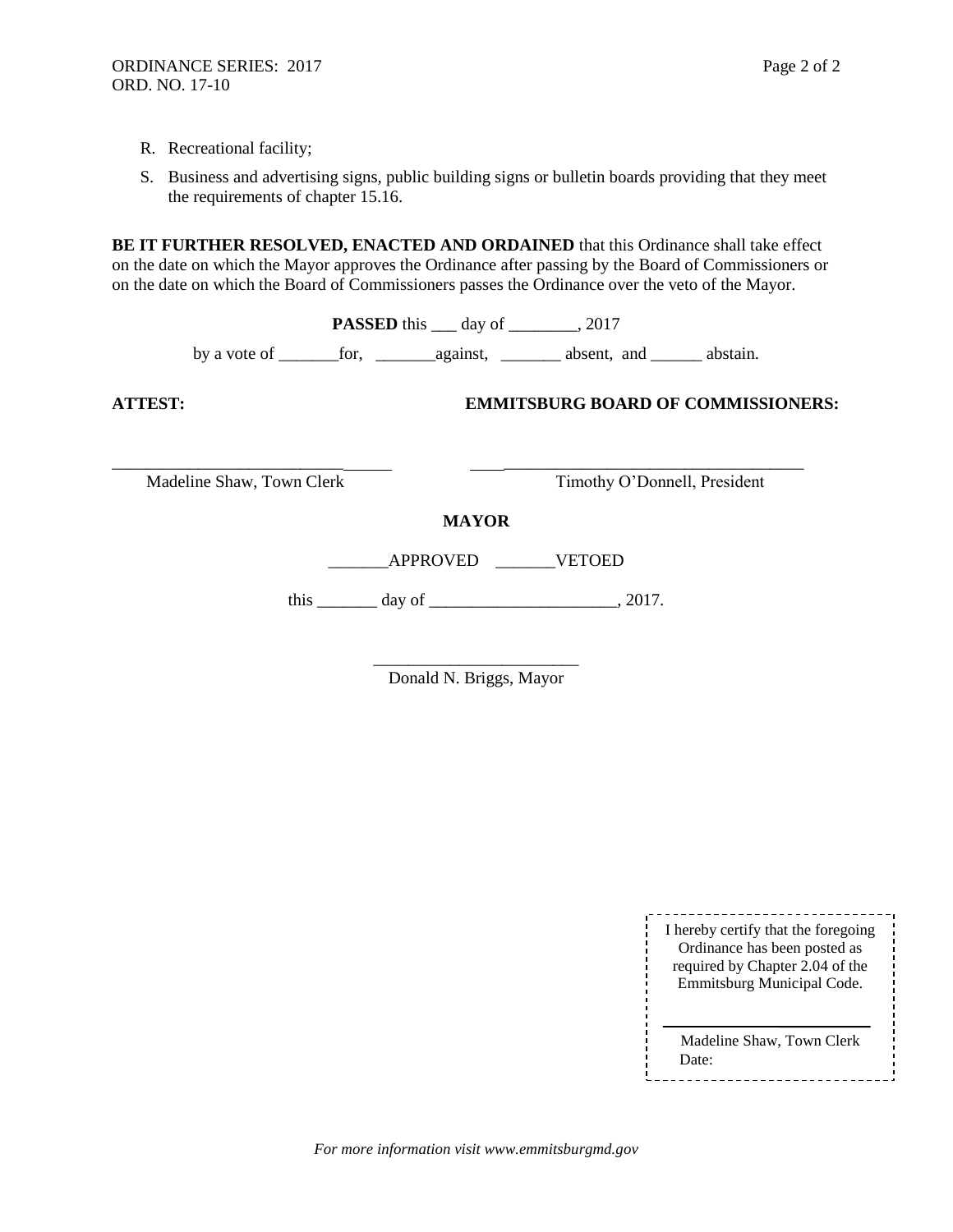R. Recreational facility;

S. Business and advertising signs, public building signs or bulletin boards providing that they meet the requirements of chapter 15.16.

**BE IT FURTHER RESOLVED, ENACTED AND ORDAINED** that this Ordinance shall take effect on the date on which the Mayor approves the Ordinance after passing by the Board of Commissioners or on the date on which the Board of Commissioners passes the Ordinance over the veto of the Mayor.

**PASSED** this ___ day of ________, 2017

by a vote of _______for, _______against, _______ absent, and ______ abstain.

**ATTEST:** **EMMITSBURG BOARD OF COMMISSIONERS:**

_________________________________ _________________________________

Madeline Shaw, Town Clerk Timothy O'Donnell, President

**MAYOR**

_______APPROVED _______VETOED

this _______ day of ______________________, 2017.

________________________

Donald N. Briggs, Mayor

I hereby certify that the foregoing Ordinance has been posted as required by Chapter 2.04 of the Emmitsburg Municipal Code.

________________________

Madeline Shaw, Town Clerk
Date:

*For more information visit www.emmitsburgmd.gov*